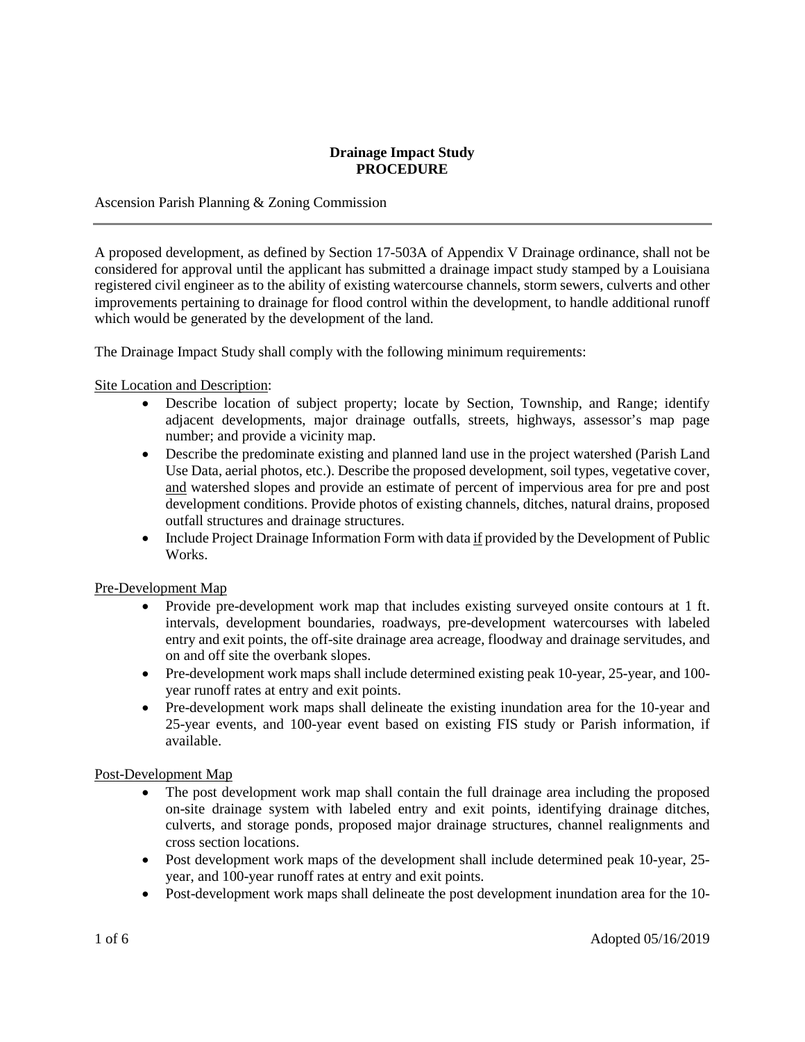**Drainage Impact Study**
**PROCEDURE**

Ascension Parish Planning & Zoning Commission

---

A proposed development, as defined by Section 17-503A of Appendix V Drainage ordinance, shall not be considered for approval until the applicant has submitted a drainage impact study stamped by a Louisiana registered civil engineer as to the ability of existing watercourse channels, storm sewers, culverts and other improvements pertaining to drainage for flood control within the development, to handle additional runoff which would be generated by the development of the land.

The Drainage Impact Study shall comply with the following minimum requirements:

<u>Site Location and Description</u>:

- Describe location of subject property; locate by Section, Township, and Range; identify adjacent developments, major drainage outfalls, streets, highways, assessor's map page number; and provide a vicinity map.
- Describe the predominate existing and planned land use in the project watershed (Parish Land Use Data, aerial photos, etc.). Describe the proposed development, soil types, vegetative cover, <u>and</u> watershed slopes and provide an estimate of percent of impervious area for pre and post development conditions. Provide photos of existing channels, ditches, natural drains, proposed outfall structures and drainage structures.
- Include Project Drainage Information Form with data <u>if</u> provided by the Development of Public Works.

<u>Pre-Development Map</u>

- Provide pre-development work map that includes existing surveyed onsite contours at 1 ft. intervals, development boundaries, roadways, pre-development watercourses with labeled entry and exit points, the off-site drainage area acreage, floodway and drainage servitudes, and on and off site the overbank slopes.
- Pre-development work maps shall include determined existing peak 10-year, 25-year, and 100-year runoff rates at entry and exit points.
- Pre-development work maps shall delineate the existing inundation area for the 10-year and 25-year events, and 100-year event based on existing FIS study or Parish information, if available.

<u>Post-Development Map</u>

- The post development work map shall contain the full drainage area including the proposed on-site drainage system with labeled entry and exit points, identifying drainage ditches, culverts, and storage ponds, proposed major drainage structures, channel realignments and cross section locations.
- Post development work maps of the development shall include determined peak 10-year, 25-year, and 100-year runoff rates at entry and exit points.
- Post-development work maps shall delineate the post development inundation area for the 10-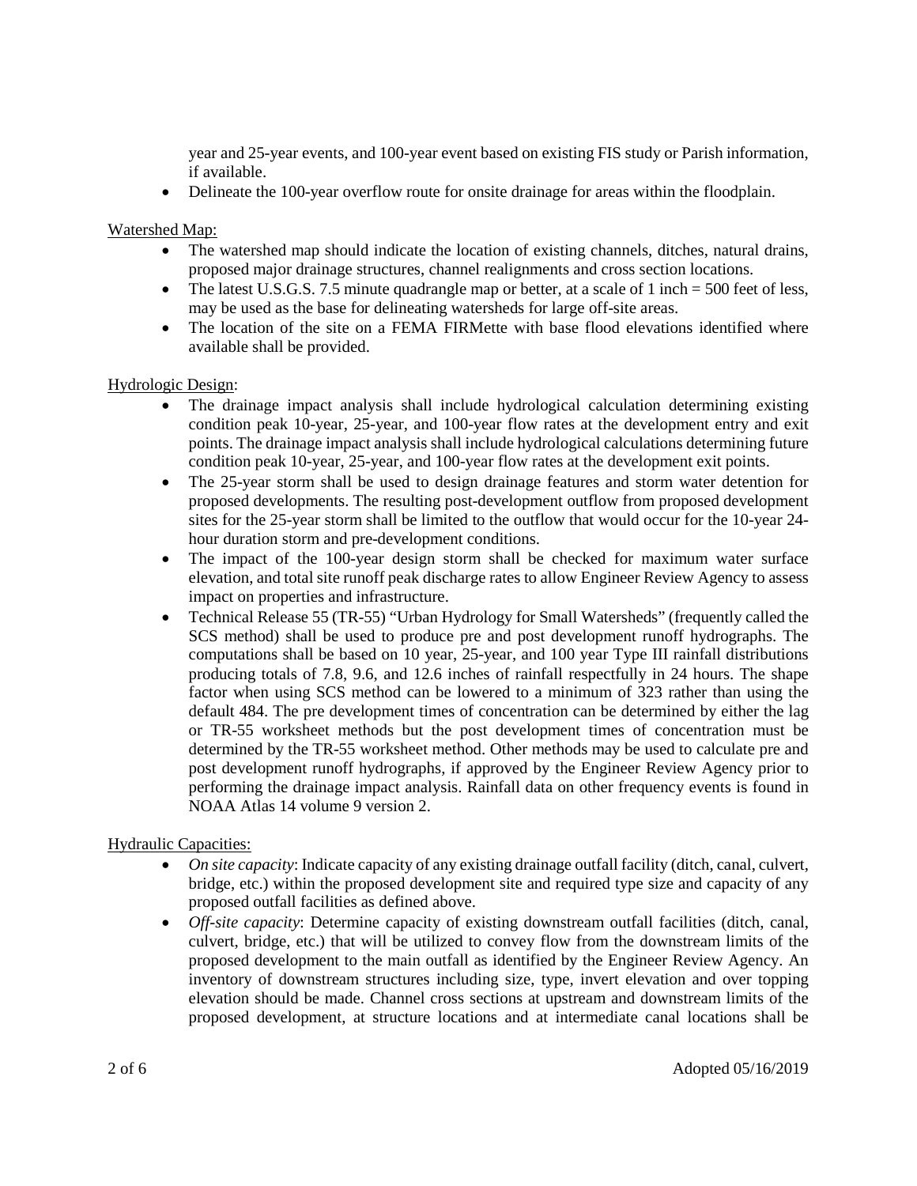year and 25-year events, and 100-year event based on existing FIS study or Parish information, if available.

- Delineate the 100-year overflow route for onsite drainage for areas within the floodplain.

Watershed Map:

- The watershed map should indicate the location of existing channels, ditches, natural drains, proposed major drainage structures, channel realignments and cross section locations.
- The latest U.S.G.S. 7.5 minute quadrangle map or better, at a scale of 1 inch = 500 feet of less, may be used as the base for delineating watersheds for large off-site areas.
- The location of the site on a FEMA FIRMette with base flood elevations identified where available shall be provided.

Hydrologic Design:

- The drainage impact analysis shall include hydrological calculation determining existing condition peak 10-year, 25-year, and 100-year flow rates at the development entry and exit points. The drainage impact analysis shall include hydrological calculations determining future condition peak 10-year, 25-year, and 100-year flow rates at the development exit points.
- The 25-year storm shall be used to design drainage features and storm water detention for proposed developments. The resulting post-development outflow from proposed development sites for the 25-year storm shall be limited to the outflow that would occur for the 10-year 24-hour duration storm and pre-development conditions.
- The impact of the 100-year design storm shall be checked for maximum water surface elevation, and total site runoff peak discharge rates to allow Engineer Review Agency to assess impact on properties and infrastructure.
- Technical Release 55 (TR-55) "Urban Hydrology for Small Watersheds" (frequently called the SCS method) shall be used to produce pre and post development runoff hydrographs. The computations shall be based on 10 year, 25-year, and 100 year Type III rainfall distributions producing totals of 7.8, 9.6, and 12.6 inches of rainfall respectfully in 24 hours. The shape factor when using SCS method can be lowered to a minimum of 323 rather than using the default 484. The pre development times of concentration can be determined by either the lag or TR-55 worksheet methods but the post development times of concentration must be determined by the TR-55 worksheet method. Other methods may be used to calculate pre and post development runoff hydrographs, if approved by the Engineer Review Agency prior to performing the drainage impact analysis. Rainfall data on other frequency events is found in NOAA Atlas 14 volume 9 version 2.

Hydraulic Capacities:

- *On site capacity*: Indicate capacity of any existing drainage outfall facility (ditch, canal, culvert, bridge, etc.) within the proposed development site and required type size and capacity of any proposed outfall facilities as defined above.
- *Off-site capacity*: Determine capacity of existing downstream outfall facilities (ditch, canal, culvert, bridge, etc.) that will be utilized to convey flow from the downstream limits of the proposed development to the main outfall as identified by the Engineer Review Agency. An inventory of downstream structures including size, type, invert elevation and over topping elevation should be made. Channel cross sections at upstream and downstream limits of the proposed development, at structure locations and at intermediate canal locations shall be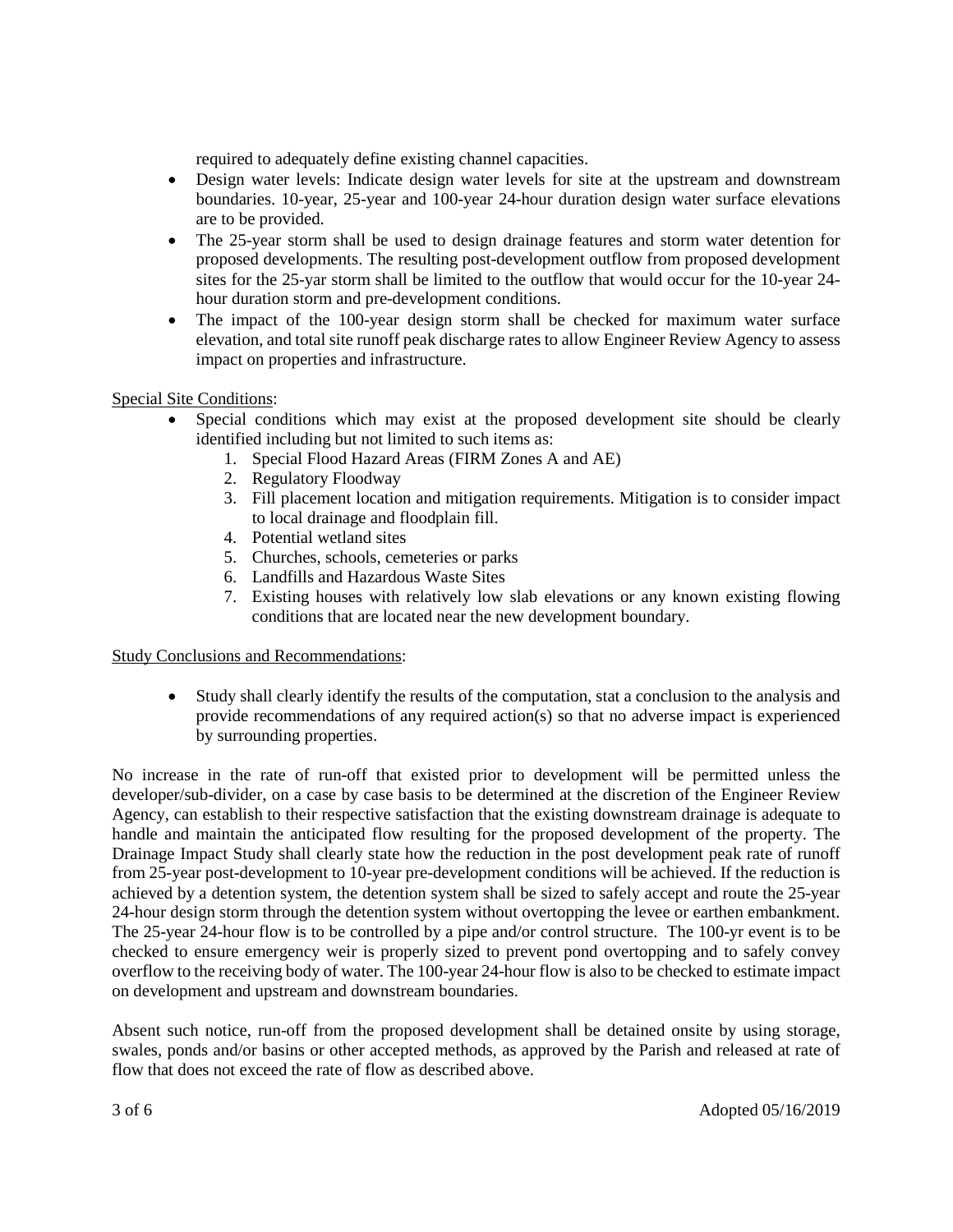required to adequately define existing channel capacities.

- Design water levels: Indicate design water levels for site at the upstream and downstream boundaries. 10-year, 25-year and 100-year 24-hour duration design water surface elevations are to be provided.
- The 25-year storm shall be used to design drainage features and storm water detention for proposed developments. The resulting post-development outflow from proposed development sites for the 25-yar storm shall be limited to the outflow that would occur for the 10-year 24-hour duration storm and pre-development conditions.
- The impact of the 100-year design storm shall be checked for maximum water surface elevation, and total site runoff peak discharge rates to allow Engineer Review Agency to assess impact on properties and infrastructure.

<u>Special Site Conditions</u>:

- Special conditions which may exist at the proposed development site should be clearly identified including but not limited to such items as:
    1. Special Flood Hazard Areas (FIRM Zones A and AE)
    2. Regulatory Floodway
    3. Fill placement location and mitigation requirements. Mitigation is to consider impact to local drainage and floodplain fill.
    4. Potential wetland sites
    5. Churches, schools, cemeteries or parks
    6. Landfills and Hazardous Waste Sites
    7. Existing houses with relatively low slab elevations or any known existing flowing conditions that are located near the new development boundary.

<u>Study Conclusions and Recommendations</u>:

- Study shall clearly identify the results of the computation, stat a conclusion to the analysis and provide recommendations of any required action(s) so that no adverse impact is experienced by surrounding properties.

No increase in the rate of run-off that existed prior to development will be permitted unless the developer/sub-divider, on a case by case basis to be determined at the discretion of the Engineer Review Agency, can establish to their respective satisfaction that the existing downstream drainage is adequate to handle and maintain the anticipated flow resulting for the proposed development of the property. The Drainage Impact Study shall clearly state how the reduction in the post development peak rate of runoff from 25-year post-development to 10-year pre-development conditions will be achieved. If the reduction is achieved by a detention system, the detention system shall be sized to safely accept and route the 25-year 24-hour design storm through the detention system without overtopping the levee or earthen embankment. The 25-year 24-hour flow is to be controlled by a pipe and/or control structure. The 100-yr event is to be checked to ensure emergency weir is properly sized to prevent pond overtopping and to safely convey overflow to the receiving body of water. The 100-year 24-hour flow is also to be checked to estimate impact on development and upstream and downstream boundaries.

Absent such notice, run-off from the proposed development shall be detained onsite by using storage, swales, ponds and/or basins or other accepted methods, as approved by the Parish and released at rate of flow that does not exceed the rate of flow as described above.

Adopted 05/16/2019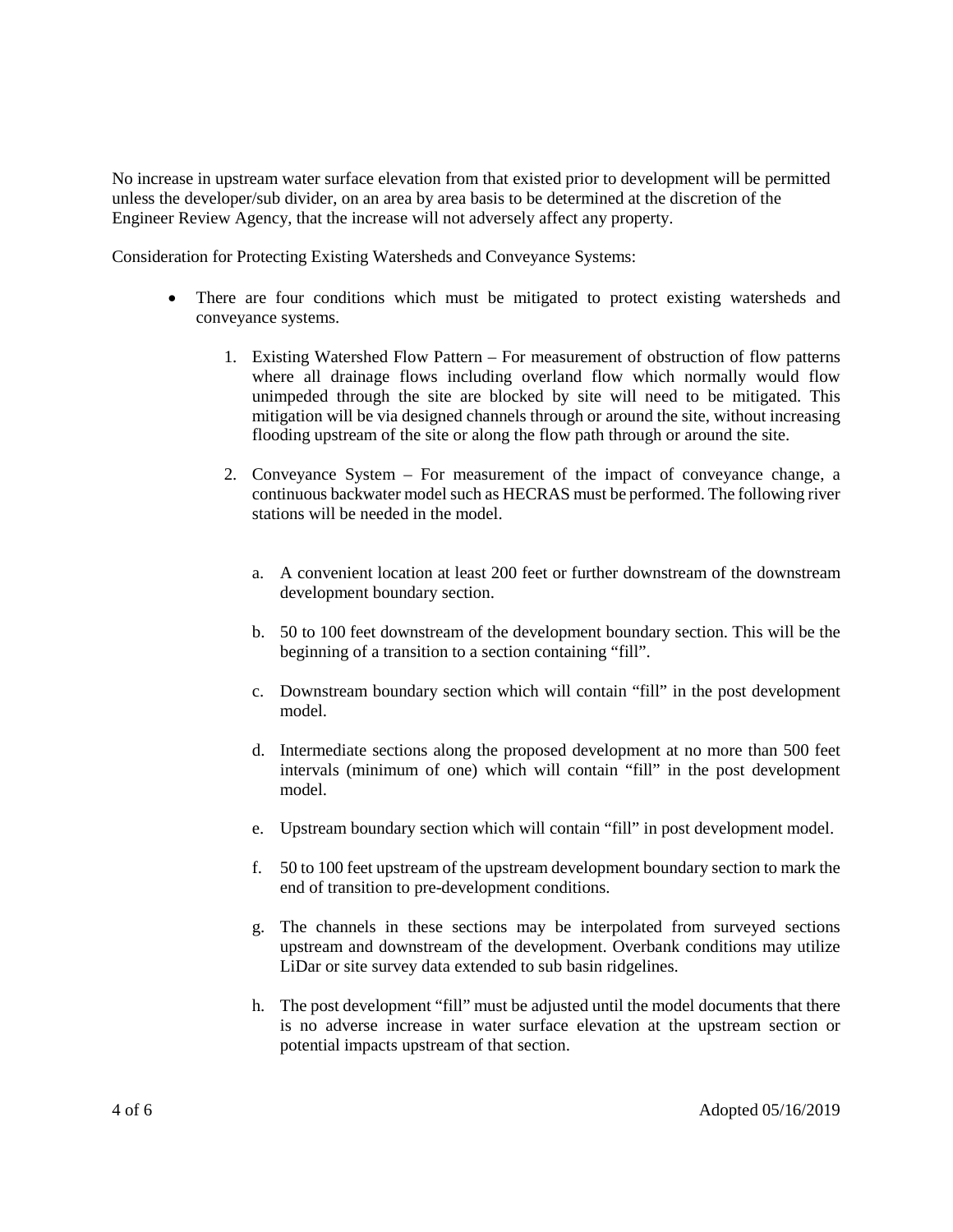No increase in upstream water surface elevation from that existed prior to development will be permitted unless the developer/sub divider, on an area by area basis to be determined at the discretion of the Engineer Review Agency, that the increase will not adversely affect any property.

Consideration for Protecting Existing Watersheds and Conveyance Systems:

- There are four conditions which must be mitigated to protect existing watersheds and conveyance systems.

    1. Existing Watershed Flow Pattern – For measurement of obstruction of flow patterns where all drainage flows including overland flow which normally would flow unimpeded through the site are blocked by site will need to be mitigated. This mitigation will be via designed channels through or around the site, without increasing flooding upstream of the site or along the flow path through or around the site.

    2. Conveyance System – For measurement of the impact of conveyance change, a continuous backwater model such as HECRAS must be performed. The following river stations will be needed in the model.

        a. A convenient location at least 200 feet or further downstream of the downstream development boundary section.

        b. 50 to 100 feet downstream of the development boundary section. This will be the beginning of a transition to a section containing "fill".

        c. Downstream boundary section which will contain "fill" in the post development model.

        d. Intermediate sections along the proposed development at no more than 500 feet intervals (minimum of one) which will contain "fill" in the post development model.

        e. Upstream boundary section which will contain "fill" in post development model.

        f. 50 to 100 feet upstream of the upstream development boundary section to mark the end of transition to pre-development conditions.

        g. The channels in these sections may be interpolated from surveyed sections upstream and downstream of the development. Overbank conditions may utilize LiDar or site survey data extended to sub basin ridgelines.

        h. The post development "fill" must be adjusted until the model documents that there is no adverse increase in water surface elevation at the upstream section or potential impacts upstream of that section.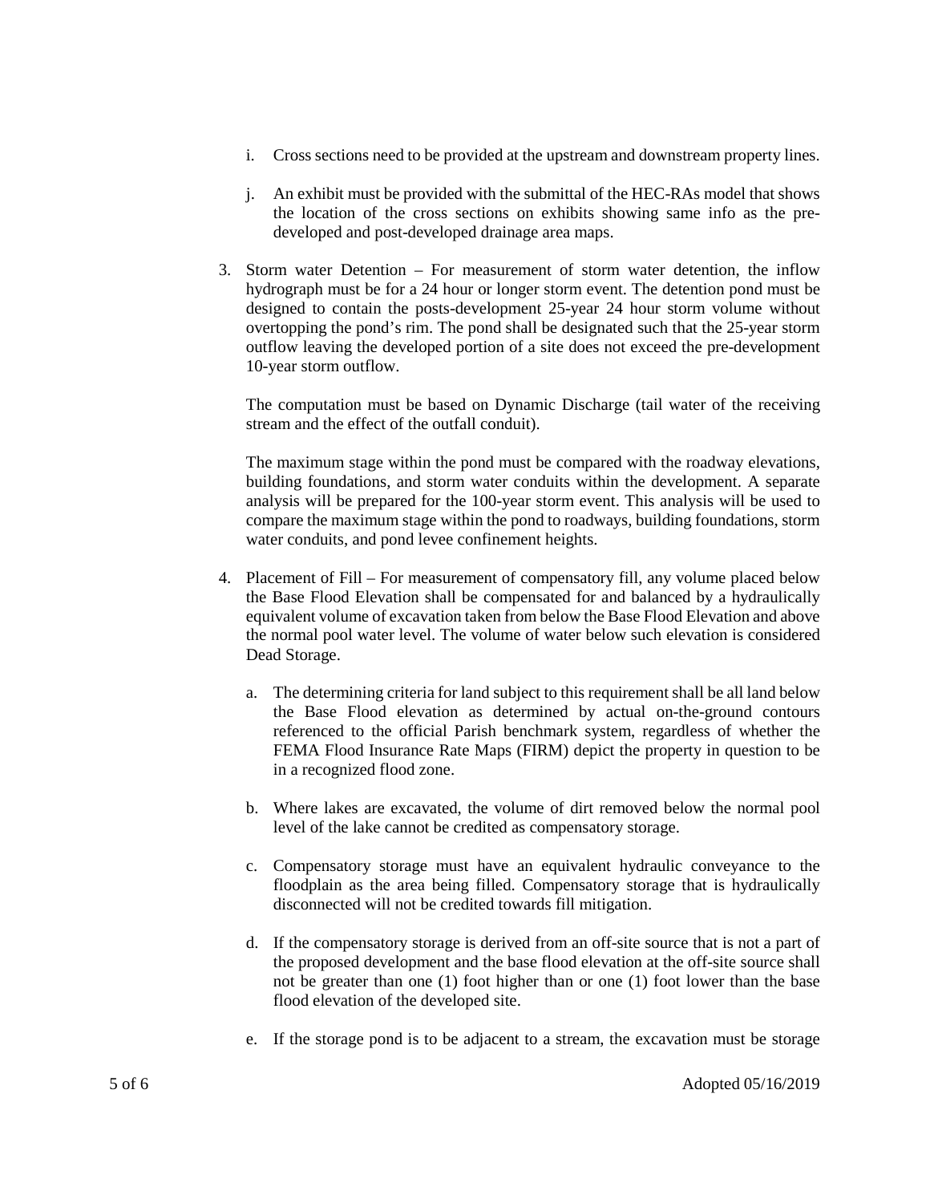i. Cross sections need to be provided at the upstream and downstream property lines.

j. An exhibit must be provided with the submittal of the HEC-RAs model that shows the location of the cross sections on exhibits showing same info as the pre-developed and post-developed drainage area maps.

3. Storm water Detention – For measurement of storm water detention, the inflow hydrograph must be for a 24 hour or longer storm event. The detention pond must be designed to contain the posts-development 25-year 24 hour storm volume without overtopping the pond's rim. The pond shall be designated such that the 25-year storm outflow leaving the developed portion of a site does not exceed the pre-development 10-year storm outflow.

   The computation must be based on Dynamic Discharge (tail water of the receiving stream and the effect of the outfall conduit).

   The maximum stage within the pond must be compared with the roadway elevations, building foundations, and storm water conduits within the development. A separate analysis will be prepared for the 100-year storm event. This analysis will be used to compare the maximum stage within the pond to roadways, building foundations, storm water conduits, and pond levee confinement heights.

4. Placement of Fill – For measurement of compensatory fill, any volume placed below the Base Flood Elevation shall be compensated for and balanced by a hydraulically equivalent volume of excavation taken from below the Base Flood Elevation and above the normal pool water level. The volume of water below such elevation is considered Dead Storage.

   a. The determining criteria for land subject to this requirement shall be all land below the Base Flood elevation as determined by actual on-the-ground contours referenced to the official Parish benchmark system, regardless of whether the FEMA Flood Insurance Rate Maps (FIRM) depict the property in question to be in a recognized flood zone.

   b. Where lakes are excavated, the volume of dirt removed below the normal pool level of the lake cannot be credited as compensatory storage.

   c. Compensatory storage must have an equivalent hydraulic conveyance to the floodplain as the area being filled. Compensatory storage that is hydraulically disconnected will not be credited towards fill mitigation.

   d. If the compensatory storage is derived from an off-site source that is not a part of the proposed development and the base flood elevation at the off-site source shall not be greater than one (1) foot higher than or one (1) foot lower than the base flood elevation of the developed site.

   e. If the storage pond is to be adjacent to a stream, the excavation must be storage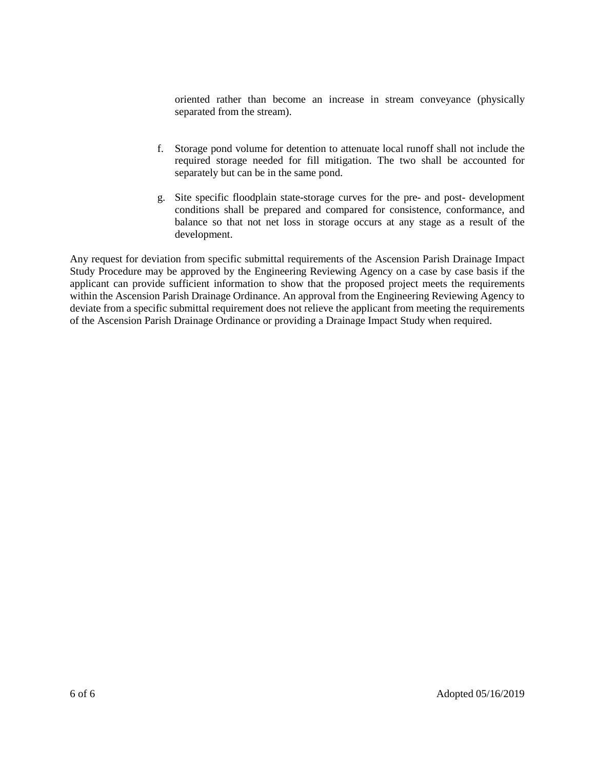oriented rather than become an increase in stream conveyance (physically separated from the stream).

f. Storage pond volume for detention to attenuate local runoff shall not include the required storage needed for fill mitigation. The two shall be accounted for separately but can be in the same pond.

g. Site specific floodplain state-storage curves for the pre- and post- development conditions shall be prepared and compared for consistence, conformance, and balance so that not net loss in storage occurs at any stage as a result of the development.

Any request for deviation from specific submittal requirements of the Ascension Parish Drainage Impact Study Procedure may be approved by the Engineering Reviewing Agency on a case by case basis if the applicant can provide sufficient information to show that the proposed project meets the requirements within the Ascension Parish Drainage Ordinance. An approval from the Engineering Reviewing Agency to deviate from a specific submittal requirement does not relieve the applicant from meeting the requirements of the Ascension Parish Drainage Ordinance or providing a Drainage Impact Study when required.